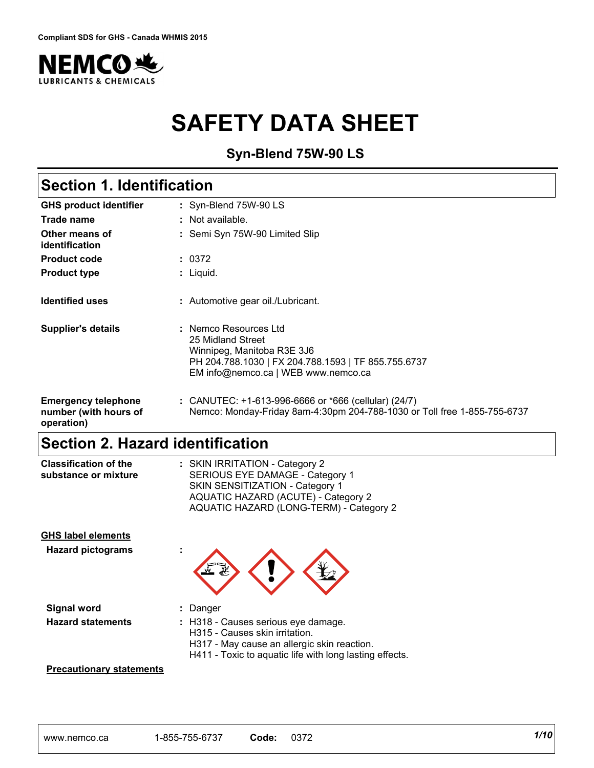Compliant SDS for GHS - Canada WHMIS 2015

# SAFETY DATA SHEET

**Syn-Blend 75W-90 LS**

## Section 1. Identification

| | |
|---|---|
| **GHS product identifier** | : Syn-Blend 75W-90 LS |
| **Trade name** | : Not available. |
| **Other means of identification** | : Semi Syn 75W-90 Limited Slip |
| **Product code** | : 0372 |
| **Product type** | : Liquid. |
| **Identified uses** | : Automotive gear oil./Lubricant. |
| **Supplier's details** | : Nemco Resources Ltd<br>25 Midland Street<br>Winnipeg, Manitoba R3E 3J6<br>PH 204.788.1030 \| FX 204.788.1593 \| TF 855.755.6737<br>EM info@nemco.ca \| WEB www.nemco.ca |
| **Emergency telephone number (with hours of operation)** | : CANUTEC: +1-613-996-6666 or *666 (cellular) (24/7)<br>Nemco: Monday-Friday 8am-4:30pm 204-788-1030 or Toll free 1-855-755-6737 |

## Section 2. Hazard identification

| | |
|---|---|
| **Classification of the substance or mixture** | : SKIN IRRITATION - Category 2<br>SERIOUS EYE DAMAGE - Category 1<br>SKIN SENSITIZATION - Category 1<br>AQUATIC HAZARD (ACUTE) - Category 2<br>AQUATIC HAZARD (LONG-TERM) - Category 2 |

**GHS label elements**

| | |
|---|---|
| **Hazard pictograms** | : |
| **Signal word** | : Danger |
| **Hazard statements** | : H318 - Causes serious eye damage.<br>H315 - Causes skin irritation.<br>H317 - May cause an allergic skin reaction.<br>H411 - Toxic to aquatic life with long lasting effects. |

**Precautionary statements**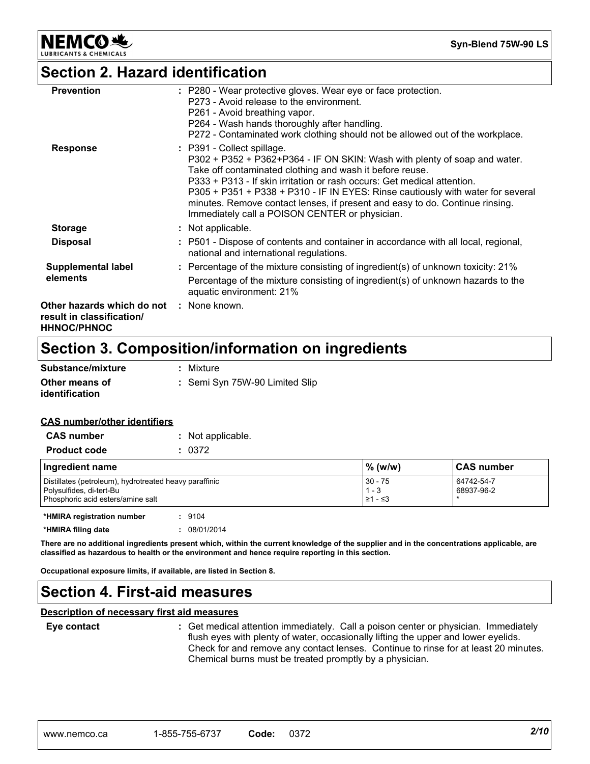## Section 2. Hazard identification

**Prevention** : P280 - Wear protective gloves. Wear eye or face protection.
P273 - Avoid release to the environment.
P261 - Avoid breathing vapor.
P264 - Wash hands thoroughly after handling.
P272 - Contaminated work clothing should not be allowed out of the workplace.

**Response** : P391 - Collect spillage.
P302 + P352 + P362+P364 - IF ON SKIN: Wash with plenty of soap and water. Take off contaminated clothing and wash it before reuse.
P333 + P313 - If skin irritation or rash occurs: Get medical attention.
P305 + P351 + P338 + P310 - IF IN EYES: Rinse cautiously with water for several minutes. Remove contact lenses, if present and easy to do. Continue rinsing. Immediately call a POISON CENTER or physician.

**Storage** : Not applicable.

**Disposal** : P501 - Dispose of contents and container in accordance with all local, regional, national and international regulations.

**Supplemental label elements** : Percentage of the mixture consisting of ingredient(s) of unknown toxicity: 21%
Percentage of the mixture consisting of ingredient(s) of unknown hazards to the aquatic environment: 21%

**Other hazards which do not result in classification/ HHNOC/PHNOC** : None known.

## Section 3. Composition/information on ingredients

**Substance/mixture** : Mixture

**Other means of identification** : Semi Syn 75W-90 Limited Slip

**CAS number/other identifiers**

**CAS number** : Not applicable.

**Product code** : 0372

| Ingredient name | % (w/w) | CAS number |
|---|---|---|
| Distillates (petroleum), hydrotreated heavy paraffinic | 30 - 75 | 64742-54-7 |
| Polysulfides, di-tert-Bu | 1 - 3 | 68937-96-2 |
| Phosphoric acid esters/amine salt | ≥1 - ≤3 | * |

**\*HMIRA registration number** : 9104

**\*HMIRA filing date** : 08/01/2014

**There are no additional ingredients present which, within the current knowledge of the supplier and in the concentrations applicable, are classified as hazardous to health or the environment and hence require reporting in this section.**

**Occupational exposure limits, if available, are listed in Section 8.**

## Section 4. First-aid measures

**Description of necessary first aid measures**

**Eye contact** : Get medical attention immediately. Call a poison center or physician. Immediately flush eyes with plenty of water, occasionally lifting the upper and lower eyelids. Check for and remove any contact lenses. Continue to rinse for at least 20 minutes. Chemical burns must be treated promptly by a physician.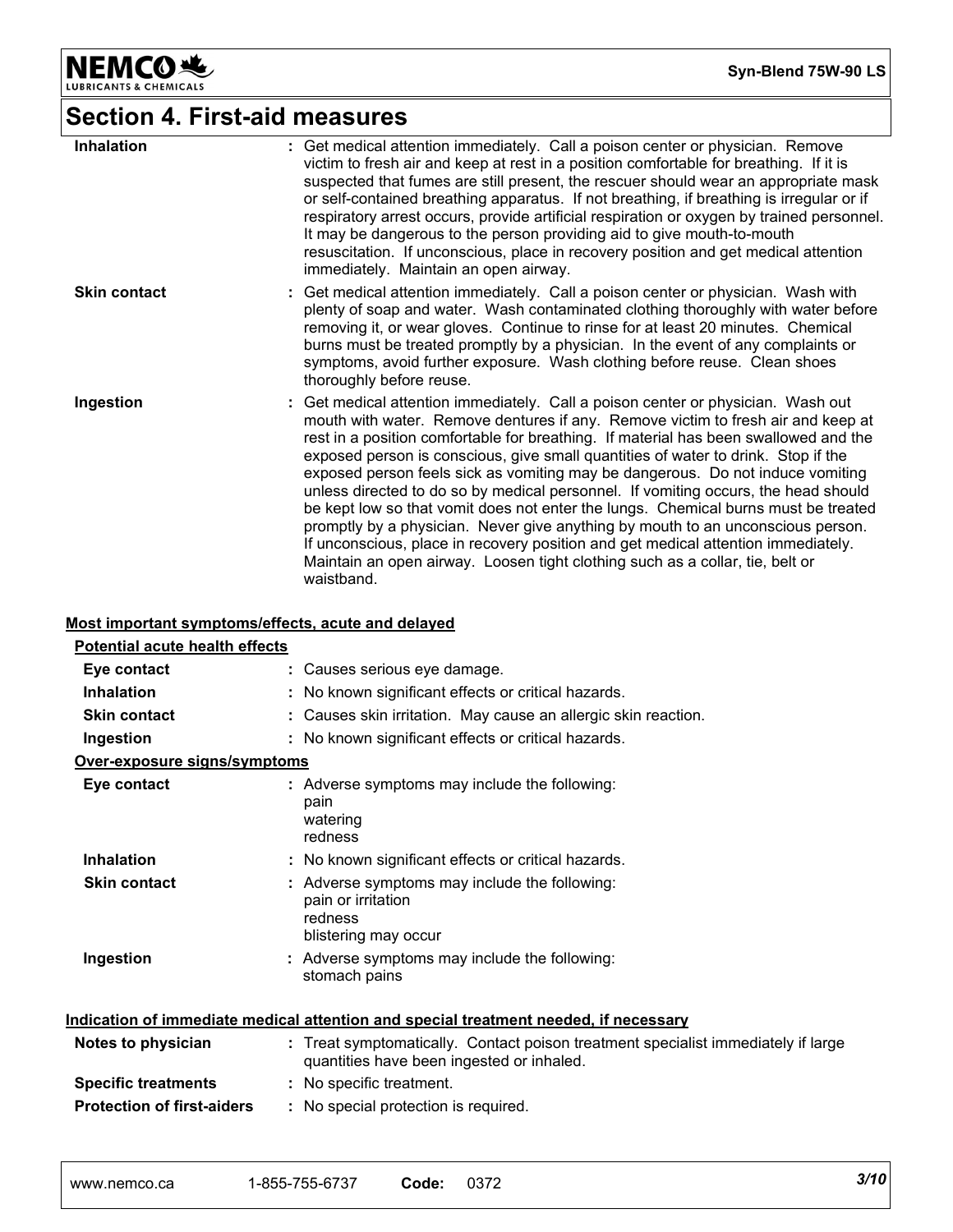## Section 4. First-aid measures

| | |
|---|---|
| **Inhalation** | : Get medical attention immediately. Call a poison center or physician. Remove victim to fresh air and keep at rest in a position comfortable for breathing. If it is suspected that fumes are still present, the rescuer should wear an appropriate mask or self-contained breathing apparatus. If not breathing, if breathing is irregular or if respiratory arrest occurs, provide artificial respiration or oxygen by trained personnel. It may be dangerous to the person providing aid to give mouth-to-mouth resuscitation. If unconscious, place in recovery position and get medical attention immediately. Maintain an open airway. |
| **Skin contact** | : Get medical attention immediately. Call a poison center or physician. Wash with plenty of soap and water. Wash contaminated clothing thoroughly with water before removing it, or wear gloves. Continue to rinse for at least 20 minutes. Chemical burns must be treated promptly by a physician. In the event of any complaints or symptoms, avoid further exposure. Wash clothing before reuse. Clean shoes thoroughly before reuse. |
| **Ingestion** | : Get medical attention immediately. Call a poison center or physician. Wash out mouth with water. Remove dentures if any. Remove victim to fresh air and keep at rest in a position comfortable for breathing. If material has been swallowed and the exposed person is conscious, give small quantities of water to drink. Stop if the exposed person feels sick as vomiting may be dangerous. Do not induce vomiting unless directed to do so by medical personnel. If vomiting occurs, the head should be kept low so that vomit does not enter the lungs. Chemical burns must be treated promptly by a physician. Never give anything by mouth to an unconscious person. If unconscious, place in recovery position and get medical attention immediately. Maintain an open airway. Loosen tight clothing such as a collar, tie, belt or waistband. |

### Most important symptoms/effects, acute and delayed

**Potential acute health effects**

| | |
|---|---|
| **Eye contact** | : Causes serious eye damage. |
| **Inhalation** | : No known significant effects or critical hazards. |
| **Skin contact** | : Causes skin irritation. May cause an allergic skin reaction. |
| **Ingestion** | : No known significant effects or critical hazards. |

**Over-exposure signs/symptoms**

| | |
|---|---|
| **Eye contact** | : Adverse symptoms may include the following:<br>pain<br>watering<br>redness |
| **Inhalation** | : No known significant effects or critical hazards. |
| **Skin contact** | : Adverse symptoms may include the following:<br>pain or irritation<br>redness<br>blistering may occur |
| **Ingestion** | : Adverse symptoms may include the following:<br>stomach pains |

### Indication of immediate medical attention and special treatment needed, if necessary

| | |
|---|---|
| **Notes to physician** | : Treat symptomatically. Contact poison treatment specialist immediately if large quantities have been ingested or inhaled. |
| **Specific treatments** | : No specific treatment. |
| **Protection of first-aiders** | : No special protection is required. |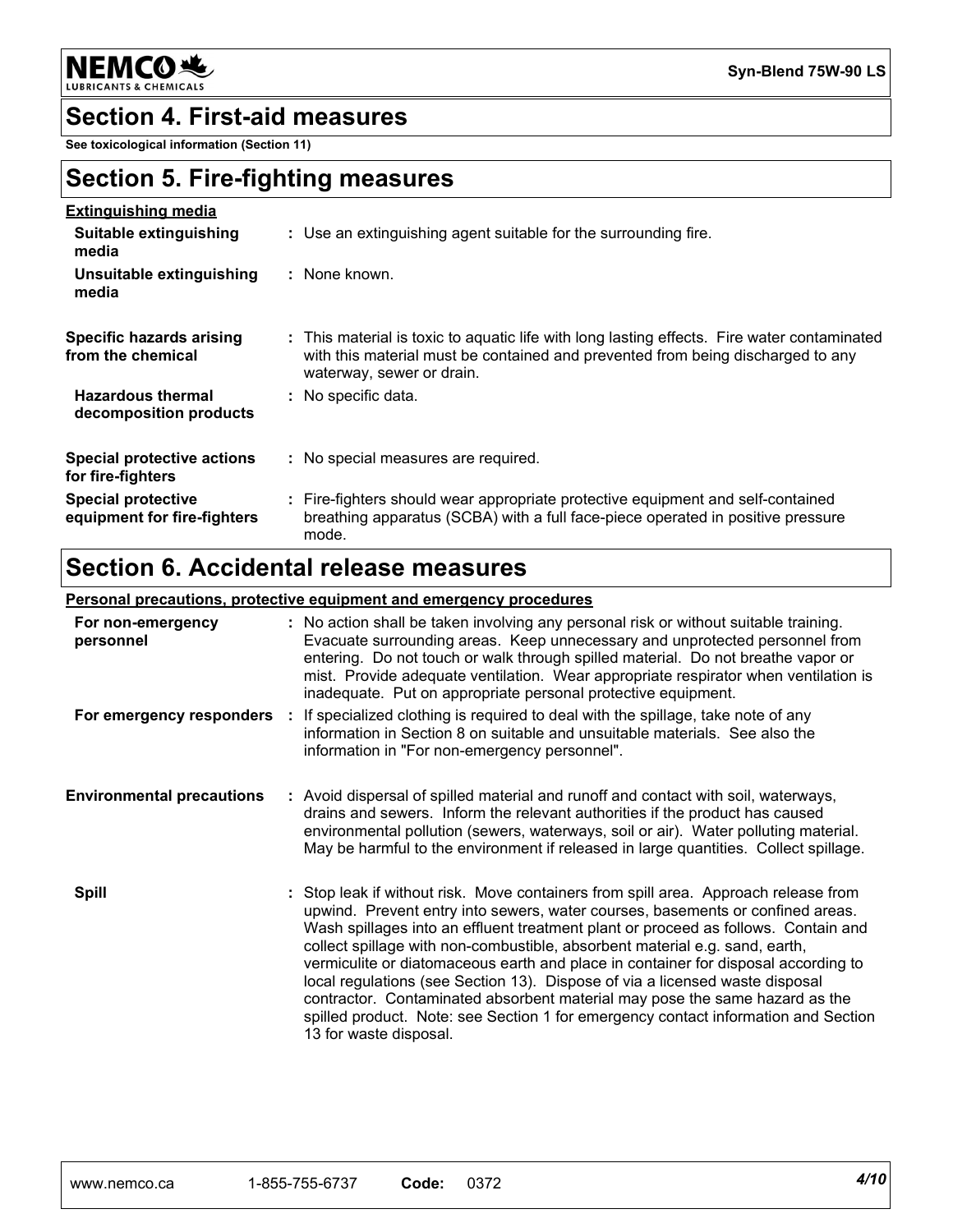## Section 4. First-aid measures

**See toxicological information (Section 11)**

## Section 5. Fire-fighting measures

**Extinguishing media**

| | |
|---|---|
| **Suitable extinguishing media** | : Use an extinguishing agent suitable for the surrounding fire. |
| **Unsuitable extinguishing media** | : None known. |
| **Specific hazards arising from the chemical** | : This material is toxic to aquatic life with long lasting effects. Fire water contaminated with this material must be contained and prevented from being discharged to any waterway, sewer or drain. |
| **Hazardous thermal decomposition products** | : No specific data. |
| **Special protective actions for fire-fighters** | : No special measures are required. |
| **Special protective equipment for fire-fighters** | : Fire-fighters should wear appropriate protective equipment and self-contained breathing apparatus (SCBA) with a full face-piece operated in positive pressure mode. |

## Section 6. Accidental release measures

**Personal precautions, protective equipment and emergency procedures**

| | |
|---|---|
| **For non-emergency personnel** | : No action shall be taken involving any personal risk or without suitable training. Evacuate surrounding areas. Keep unnecessary and unprotected personnel from entering. Do not touch or walk through spilled material. Do not breathe vapor or mist. Provide adequate ventilation. Wear appropriate respirator when ventilation is inadequate. Put on appropriate personal protective equipment. |
| **For emergency responders** | : If specialized clothing is required to deal with the spillage, take note of any information in Section 8 on suitable and unsuitable materials. See also the information in "For non-emergency personnel". |
| **Environmental precautions** | : Avoid dispersal of spilled material and runoff and contact with soil, waterways, drains and sewers. Inform the relevant authorities if the product has caused environmental pollution (sewers, waterways, soil or air). Water polluting material. May be harmful to the environment if released in large quantities. Collect spillage. |
| **Spill** | : Stop leak if without risk. Move containers from spill area. Approach release from upwind. Prevent entry into sewers, water courses, basements or confined areas. Wash spillages into an effluent treatment plant or proceed as follows. Contain and collect spillage with non-combustible, absorbent material e.g. sand, earth, vermiculite or diatomaceous earth and place in container for disposal according to local regulations (see Section 13). Dispose of via a licensed waste disposal contractor. Contaminated absorbent material may pose the same hazard as the spilled product. Note: see Section 1 for emergency contact information and Section 13 for waste disposal. |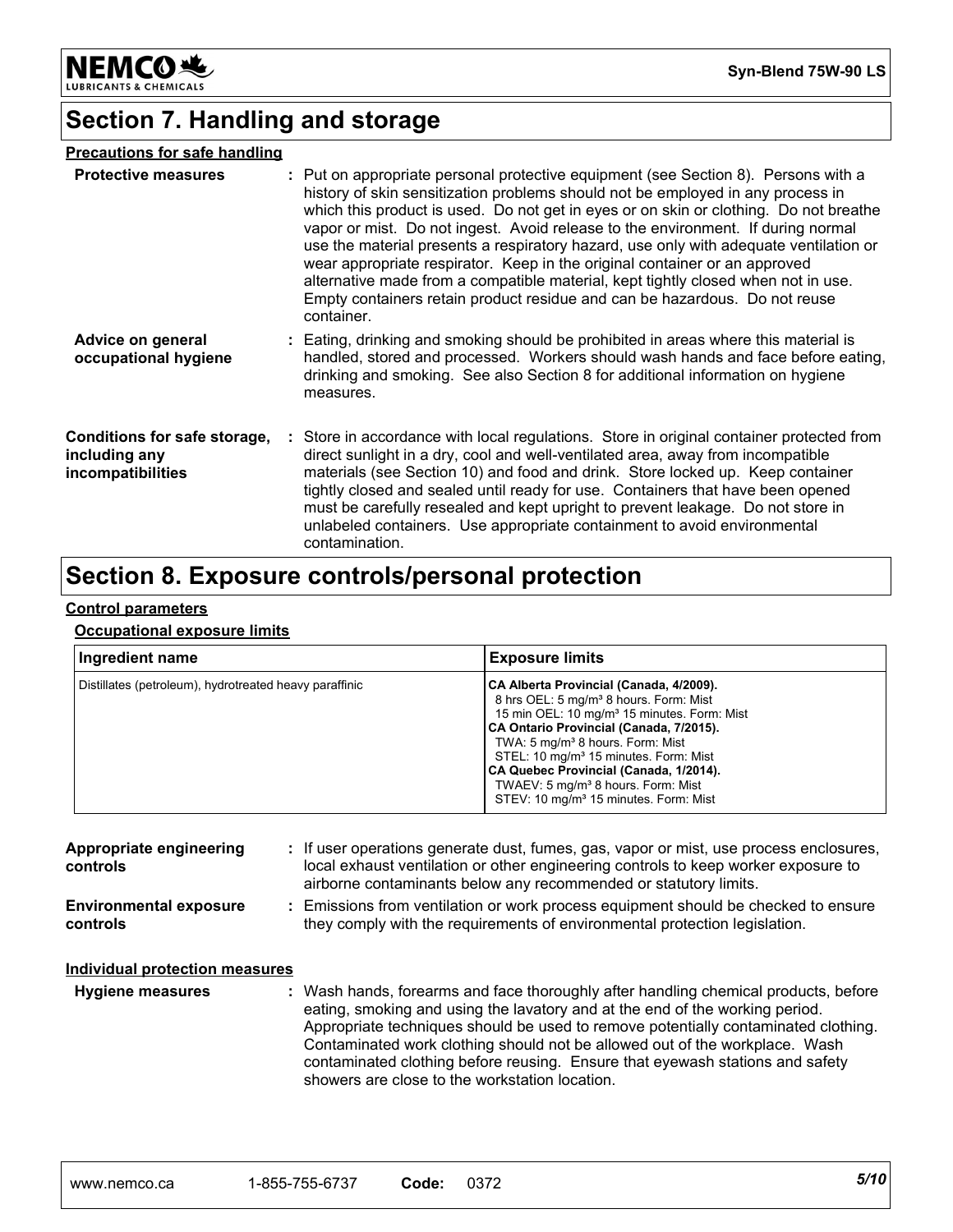# Section 7. Handling and storage

**Precautions for safe handling**

**Protective measures** : Put on appropriate personal protective equipment (see Section 8). Persons with a history of skin sensitization problems should not be employed in any process in which this product is used. Do not get in eyes or on skin or clothing. Do not breathe vapor or mist. Do not ingest. Avoid release to the environment. If during normal use the material presents a respiratory hazard, use only with adequate ventilation or wear appropriate respirator. Keep in the original container or an approved alternative made from a compatible material, kept tightly closed when not in use. Empty containers retain product residue and can be hazardous. Do not reuse container.

**Advice on general occupational hygiene** : Eating, drinking and smoking should be prohibited in areas where this material is handled, stored and processed. Workers should wash hands and face before eating, drinking and smoking. See also Section 8 for additional information on hygiene measures.

**Conditions for safe storage, including any incompatibilities** : Store in accordance with local regulations. Store in original container protected from direct sunlight in a dry, cool and well-ventilated area, away from incompatible materials (see Section 10) and food and drink. Store locked up. Keep container tightly closed and sealed until ready for use. Containers that have been opened must be carefully resealed and kept upright to prevent leakage. Do not store in unlabeled containers. Use appropriate containment to avoid environmental contamination.

# Section 8. Exposure controls/personal protection

**Control parameters**

**Occupational exposure limits**

| Ingredient name | Exposure limits |
|---|---|
| Distillates (petroleum), hydrotreated heavy paraffinic | **CA Alberta Provincial (Canada, 4/2009).**<br>8 hrs OEL: 5 mg/m³ 8 hours. Form: Mist<br>15 min OEL: 10 mg/m³ 15 minutes. Form: Mist<br>**CA Ontario Provincial (Canada, 7/2015).**<br>TWA: 5 mg/m³ 8 hours. Form: Mist<br>STEL: 10 mg/m³ 15 minutes. Form: Mist<br>**CA Quebec Provincial (Canada, 1/2014).**<br>TWAEV: 5 mg/m³ 8 hours. Form: Mist<br>STEV: 10 mg/m³ 15 minutes. Form: Mist |

**Appropriate engineering controls** : If user operations generate dust, fumes, gas, vapor or mist, use process enclosures, local exhaust ventilation or other engineering controls to keep worker exposure to airborne contaminants below any recommended or statutory limits.

**Environmental exposure controls** : Emissions from ventilation or work process equipment should be checked to ensure they comply with the requirements of environmental protection legislation.

**Individual protection measures**

**Hygiene measures** : Wash hands, forearms and face thoroughly after handling chemical products, before eating, smoking and using the lavatory and at the end of the working period. Appropriate techniques should be used to remove potentially contaminated clothing. Contaminated work clothing should not be allowed out of the workplace. Wash contaminated clothing before reusing. Ensure that eyewash stations and safety showers are close to the workstation location.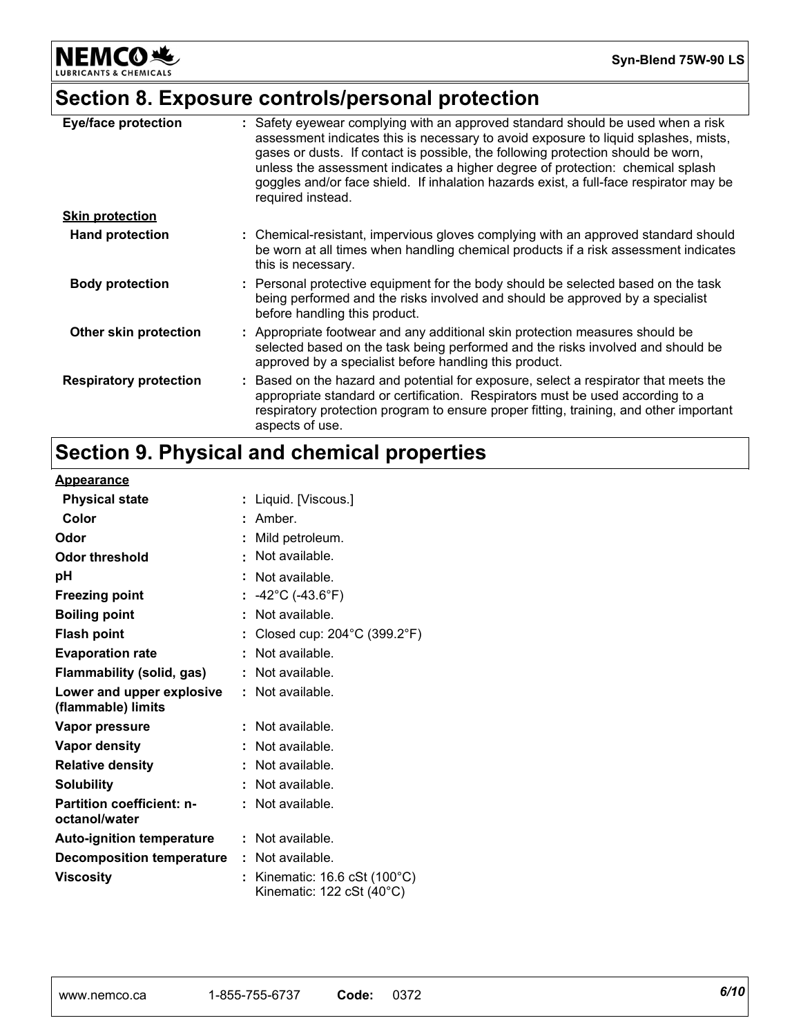## Section 8. Exposure controls/personal protection

| | |
|---|---|
| **Eye/face protection** | : Safety eyewear complying with an approved standard should be used when a risk assessment indicates this is necessary to avoid exposure to liquid splashes, mists, gases or dusts. If contact is possible, the following protection should be worn, unless the assessment indicates a higher degree of protection: chemical splash goggles and/or face shield. If inhalation hazards exist, a full-face respirator may be required instead. |
| **Skin protection** | |
| **Hand protection** | : Chemical-resistant, impervious gloves complying with an approved standard should be worn at all times when handling chemical products if a risk assessment indicates this is necessary. |
| **Body protection** | : Personal protective equipment for the body should be selected based on the task being performed and the risks involved and should be approved by a specialist before handling this product. |
| **Other skin protection** | : Appropriate footwear and any additional skin protection measures should be selected based on the task being performed and the risks involved and should be approved by a specialist before handling this product. |
| **Respiratory protection** | : Based on the hazard and potential for exposure, select a respirator that meets the appropriate standard or certification. Respirators must be used according to a respiratory protection program to ensure proper fitting, training, and other important aspects of use. |

## Section 9. Physical and chemical properties

| | |
|---|---|
| **Appearance** | |
| **Physical state** | : Liquid. [Viscous.] |
| **Color** | : Amber. |
| **Odor** | : Mild petroleum. |
| **Odor threshold** | : Not available. |
| **pH** | : Not available. |
| **Freezing point** | : -42°C (-43.6°F) |
| **Boiling point** | : Not available. |
| **Flash point** | : Closed cup: 204°C (399.2°F) |
| **Evaporation rate** | : Not available. |
| **Flammability (solid, gas)** | : Not available. |
| **Lower and upper explosive (flammable) limits** | : Not available. |
| **Vapor pressure** | : Not available. |
| **Vapor density** | : Not available. |
| **Relative density** | : Not available. |
| **Solubility** | : Not available. |
| **Partition coefficient: n-octanol/water** | : Not available. |
| **Auto-ignition temperature** | : Not available. |
| **Decomposition temperature** | : Not available. |
| **Viscosity** | : Kinematic: 16.6 cSt (100°C)<br>Kinematic: 122 cSt (40°C) |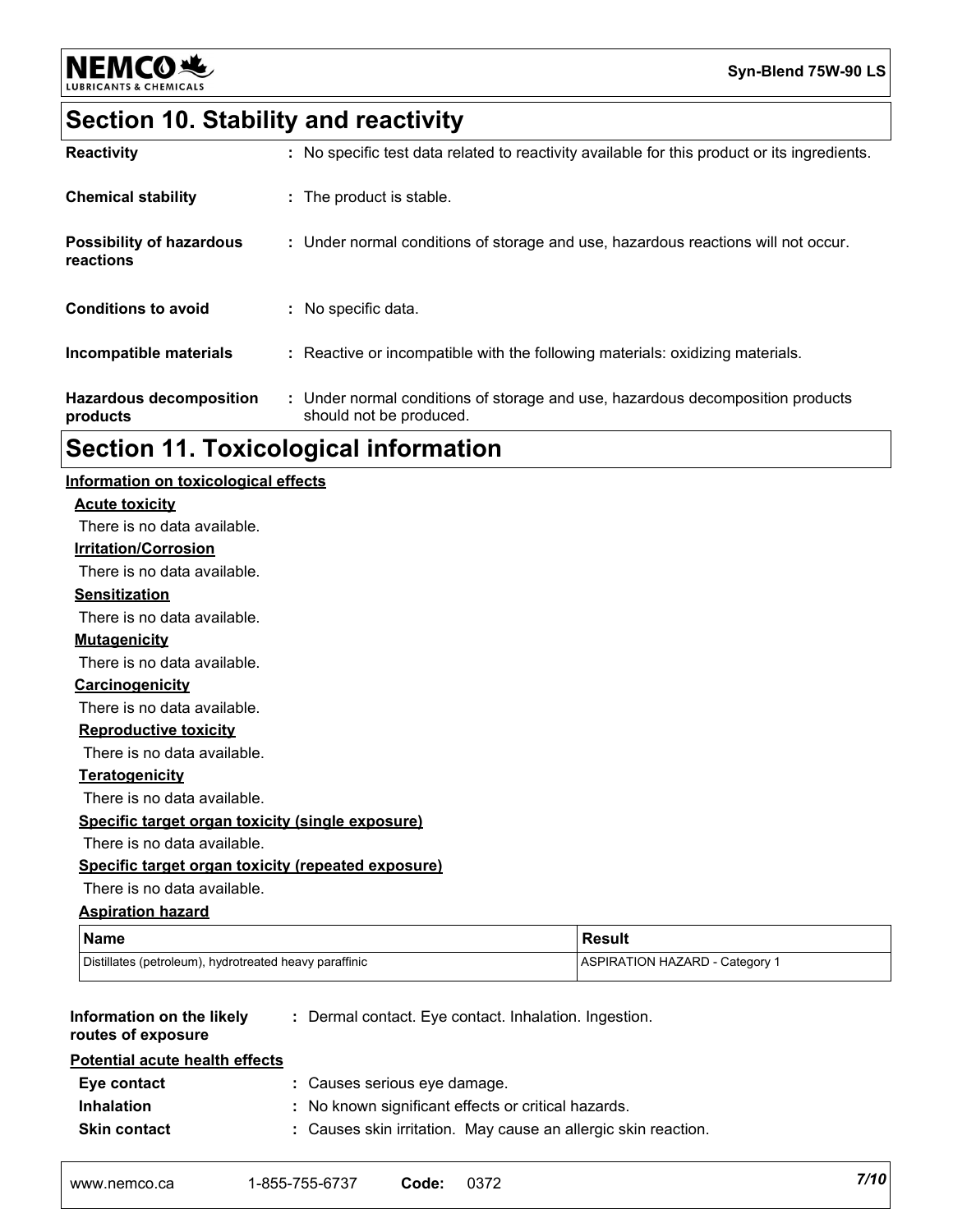## Section 10. Stability and reactivity

| | |
|---|---|
| **Reactivity** | : No specific test data related to reactivity available for this product or its ingredients. |
| **Chemical stability** | : The product is stable. |
| **Possibility of hazardous reactions** | : Under normal conditions of storage and use, hazardous reactions will not occur. |
| **Conditions to avoid** | : No specific data. |
| **Incompatible materials** | : Reactive or incompatible with the following materials: oxidizing materials. |
| **Hazardous decomposition products** | : Under normal conditions of storage and use, hazardous decomposition products should not be produced. |

## Section 11. Toxicological information

**Information on toxicological effects**

**Acute toxicity**

There is no data available.

**Irritation/Corrosion**

There is no data available.

**Sensitization**

There is no data available.

**Mutagenicity**

There is no data available.

**Carcinogenicity**

There is no data available.

**Reproductive toxicity**

There is no data available.

**Teratogenicity**

There is no data available.

**Specific target organ toxicity (single exposure)**

There is no data available.

**Specific target organ toxicity (repeated exposure)**

There is no data available.

**Aspiration hazard**

| Name | Result |
|---|---|
| Distillates (petroleum), hydrotreated heavy paraffinic | ASPIRATION HAZARD - Category 1 |

| | |
|---|---|
| **Information on the likely routes of exposure** | : Dermal contact. Eye contact. Inhalation. Ingestion. |

**Potential acute health effects**

| | |
|---|---|
| **Eye contact** | : Causes serious eye damage. |
| **Inhalation** | : No known significant effects or critical hazards. |
| **Skin contact** | : Causes skin irritation. May cause an allergic skin reaction. |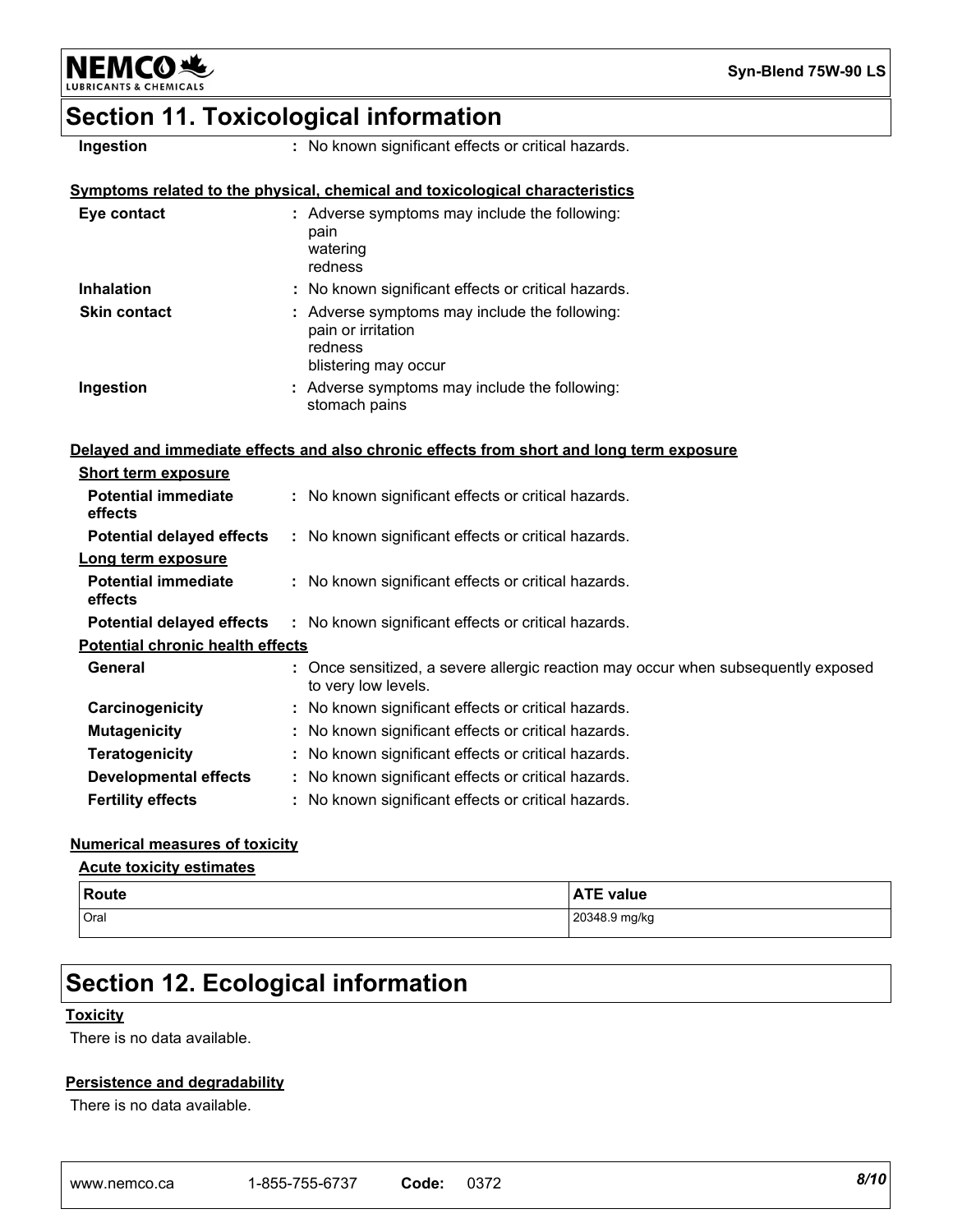## Section 11. Toxicological information

| | |
|---|---|
| **Ingestion** | : No known significant effects or critical hazards. |

**Symptoms related to the physical, chemical and toxicological characteristics**

| | |
|---|---|
| **Eye contact** | : Adverse symptoms may include the following:<br>pain<br>watering<br>redness |
| **Inhalation** | : No known significant effects or critical hazards. |
| **Skin contact** | : Adverse symptoms may include the following:<br>pain or irritation<br>redness<br>blistering may occur |
| **Ingestion** | : Adverse symptoms may include the following:<br>stomach pains |

**Delayed and immediate effects and also chronic effects from short and long term exposure**

**Short term exposure**

| | |
|---|---|
| **Potential immediate effects** | : No known significant effects or critical hazards. |
| **Potential delayed effects** | : No known significant effects or critical hazards. |

**Long term exposure**

| | |
|---|---|
| **Potential immediate effects** | : No known significant effects or critical hazards. |
| **Potential delayed effects** | : No known significant effects or critical hazards. |

**Potential chronic health effects**

| | |
|---|---|
| **General** | : Once sensitized, a severe allergic reaction may occur when subsequently exposed to very low levels. |
| **Carcinogenicity** | : No known significant effects or critical hazards. |
| **Mutagenicity** | : No known significant effects or critical hazards. |
| **Teratogenicity** | : No known significant effects or critical hazards. |
| **Developmental effects** | : No known significant effects or critical hazards. |
| **Fertility effects** | : No known significant effects or critical hazards. |

**Numerical measures of toxicity**

**Acute toxicity estimates**

| Route | ATE value |
|---|---|
| Oral | 20348.9 mg/kg |

## Section 12. Ecological information

**Toxicity**

There is no data available.

**Persistence and degradability**

There is no data available.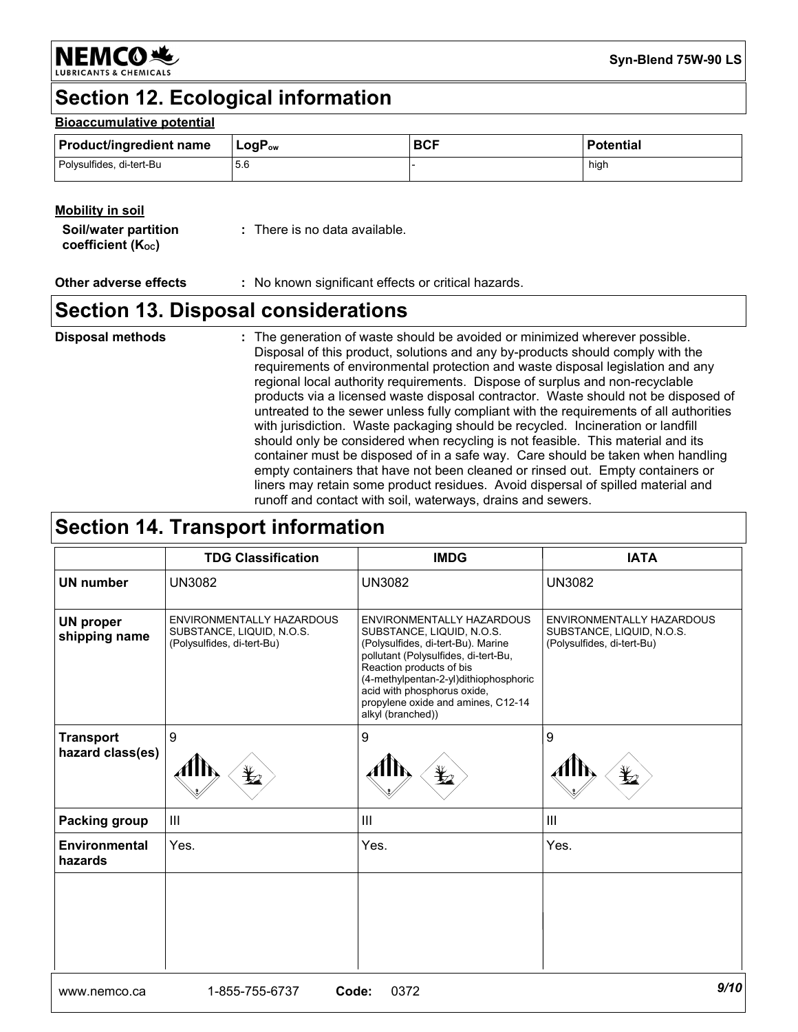## Section 12. Ecological information

### Bioaccumulative potential

| Product/ingredient name | $LogP_{ow}$ | BCF | Potential |
|---|---|---|---|
| Polysulfides, di-tert-Bu | 5.6 | - | high |

### Mobility in soil

**Soil/water partition coefficient ($K_{OC}$)** : There is no data available.

**Other adverse effects** : No known significant effects or critical hazards.

## Section 13. Disposal considerations

**Disposal methods** : The generation of waste should be avoided or minimized wherever possible. Disposal of this product, solutions and any by-products should comply with the requirements of environmental protection and waste disposal legislation and any regional local authority requirements. Dispose of surplus and non-recyclable products via a licensed waste disposal contractor. Waste should not be disposed of untreated to the sewer unless fully compliant with the requirements of all authorities with jurisdiction. Waste packaging should be recycled. Incineration or landfill should only be considered when recycling is not feasible. This material and its container must be disposed of in a safe way. Care should be taken when handling empty containers that have not been cleaned or rinsed out. Empty containers or liners may retain some product residues. Avoid dispersal of spilled material and runoff and contact with soil, waterways, drains and sewers.

## Section 14. Transport information

| | TDG Classification | IMDG | IATA |
|---|---|---|---|
| **UN number** | UN3082 | UN3082 | UN3082 |
| **UN proper shipping name** | ENVIRONMENTALLY HAZARDOUS SUBSTANCE, LIQUID, N.O.S. (Polysulfides, di-tert-Bu) | ENVIRONMENTALLY HAZARDOUS SUBSTANCE, LIQUID, N.O.S. (Polysulfides, di-tert-Bu). Marine pollutant (Polysulfides, di-tert-Bu, Reaction products of bis (4-methylpentan-2-yl)dithiophosphoric acid with phosphorus oxide, propylene oxide and amines, C12-14 alkyl (branched)) | ENVIRONMENTALLY HAZARDOUS SUBSTANCE, LIQUID, N.O.S. (Polysulfides, di-tert-Bu) |
| **Transport hazard class(es)** | 9 | 9 | 9 |
| **Packing group** | III | III | III |
| **Environmental hazards** | Yes. | Yes. | Yes. |
| | | | |

www.nemco.ca 1-855-755-6737 **Code:** 0372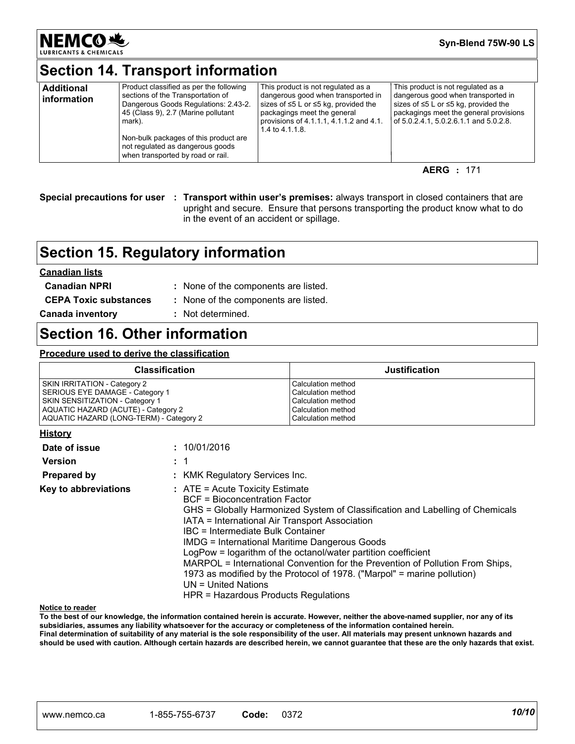## Section 14. Transport information

| | | | |
|---|---|---|---|
| **Additional information** | Product classified as per the following sections of the Transportation of Dangerous Goods Regulations: 2.43-2.45 (Class 9), 2.7 (Marine pollutant mark).<br><br>Non-bulk packages of this product are not regulated as dangerous goods when transported by road or rail. | This product is not regulated as a dangerous good when transported in sizes of ≤5 L or ≤5 kg, provided the packagings meet the general provisions of 4.1.1.1, 4.1.1.2 and 4.1.1.4 to 4.1.1.8. | This product is not regulated as a dangerous good when transported in sizes of ≤5 L or ≤5 kg, provided the packagings meet the general provisions of 5.0.2.4.1, 5.0.2.6.1.1 and 5.0.2.8. |

**AERG :** 171

**Special precautions for user :** **Transport within user's premises:** always transport in closed containers that are upright and secure. Ensure that persons transporting the product know what to do in the event of an accident or spillage.

## Section 15. Regulatory information

**Canadian lists**

**Canadian NPRI** : None of the components are listed.

**CEPA Toxic substances** : None of the components are listed.

**Canada inventory** : Not determined.

## Section 16. Other information

**Procedure used to derive the classification**

| Classification | Justification |
|---|---|
| SKIN IRRITATION - Category 2<br>SERIOUS EYE DAMAGE - Category 1<br>SKIN SENSITIZATION - Category 1<br>AQUATIC HAZARD (ACUTE) - Category 2<br>AQUATIC HAZARD (LONG-TERM) - Category 2 | Calculation method<br>Calculation method<br>Calculation method<br>Calculation method<br>Calculation method |

**History**

**Date of issue** : 10/01/2016

**Version** : 1

**Prepared by** : KMK Regulatory Services Inc.

**Key to abbreviations** : ATE = Acute Toxicity Estimate
BCF = Bioconcentration Factor
GHS = Globally Harmonized System of Classification and Labelling of Chemicals
IATA = International Air Transport Association
IBC = Intermediate Bulk Container
IMDG = International Maritime Dangerous Goods
LogPow = logarithm of the octanol/water partition coefficient
MARPOL = International Convention for the Prevention of Pollution From Ships, 1973 as modified by the Protocol of 1978. ("Marpol" = marine pollution)
UN = United Nations
HPR = Hazardous Products Regulations

**Notice to reader**

**To the best of our knowledge, the information contained herein is accurate. However, neither the above-named supplier, nor any of its subsidiaries, assumes any liability whatsoever for the accuracy or completeness of the information contained herein.**
**Final determination of suitability of any material is the sole responsibility of the user. All materials may present unknown hazards and should be used with caution. Although certain hazards are described herein, we cannot guarantee that these are the only hazards that exist.**